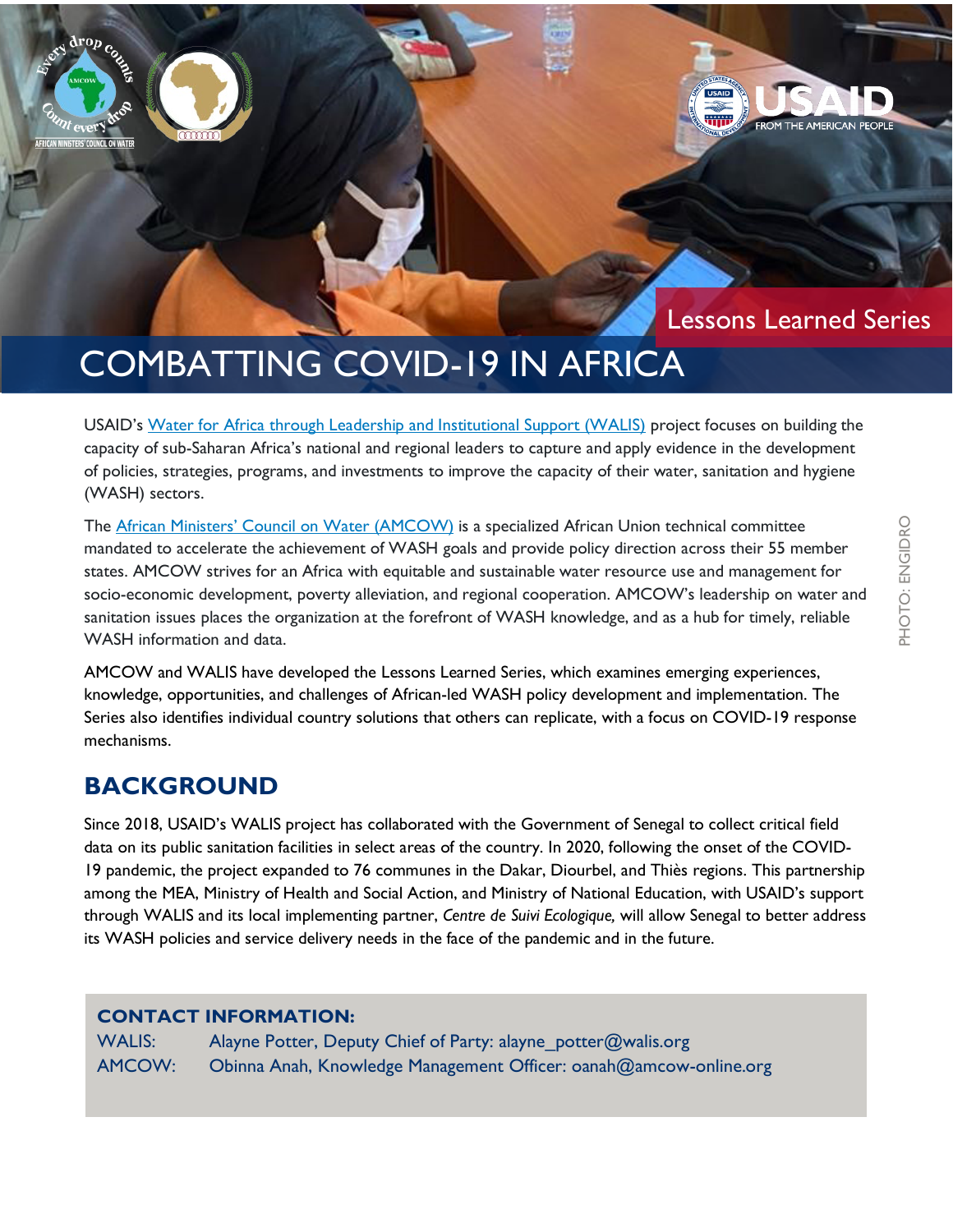Lessons Learned Series

# COMBATTING COVID-19 IN AFRICA

USAID's Water for Africa through Leadership and Institutional Support (WALIS) project focuses on building the capacity of sub-Saharan Africa's national and regional leaders to capture and apply evidence in the development of policies, strategies, programs, and investments to improve the capacity of their water, sanitation and hygiene (WASH) sectors.

The African Ministers' Council on Water (AMCOW) is a specialized African Union technical committee mandated to accelerate the achievement of WASH goals and provide policy direction across their 55 member states. AMCOW strives for an Africa with equitable and sustainable water resource use and management for socio-economic development, poverty alleviation, and regional cooperation. AMCOW's leadership on water and sanitation issues places the organization at the forefront of WASH knowledge, and as a hub for timely, reliable WASH information and data.

AMCOW and WALIS have developed the Lessons Learned Series, which examines emerging experiences, knowledge, opportunities, and challenges of African-led WASH policy development and implementation. The Series also identifies individual country solutions that others can replicate, with a focus on COVID-19 response mechanisms.

PHOTO: ENGIDRO

## BACKGROUND

Since 2018, USAID's WALIS project has collaborated with the Government of Senegal to collect critical field data on its public sanitation facilities in select areas of the country. In 2020, following the onset of the COVID-19 pandemic, the project expanded to 76 communes in the Dakar, Diourbel, and Thiès regions. This partnership among the MEA, Ministry of Health and Social Action, and Ministry of National Education, with USAID's support through WALIS and its local implementing partner, *Centre de Suivi Ecologique,* will allow Senegal to better address its WASH policies and service delivery needs in the face of the pandemic and in the future.

**CONTACT INFORMATION:**

WALIS: Alayne Potter, Deputy Chief of Party: alayne_potter@walis.org

AMCOW: Obinna Anah, Knowledge Management Officer: oanah@amcow-online.org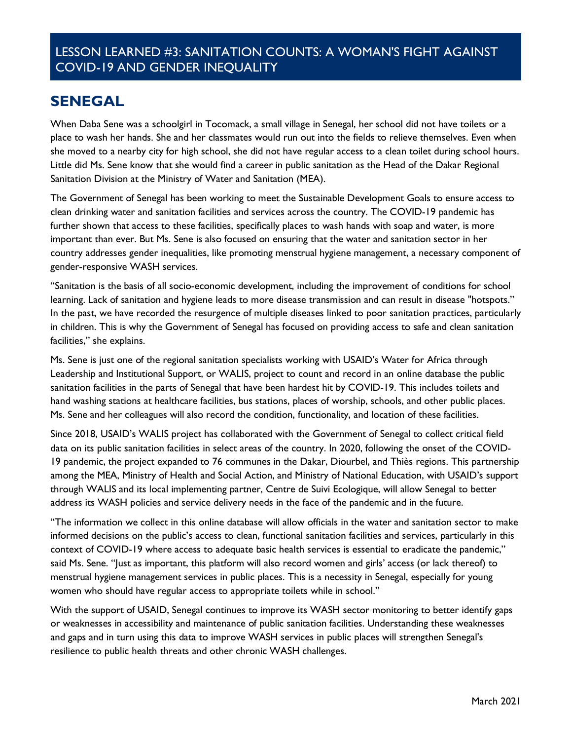## LESSON LEARNED #3: SANITATION COUNTS: A WOMAN'S FIGHT AGAINST COVID-19 AND GENDER INEQUALITY

# SENEGAL

When Daba Sene was a schoolgirl in Tocomack, a small village in Senegal, her school did not have toilets or a place to wash her hands. She and her classmates would run out into the fields to relieve themselves. Even when she moved to a nearby city for high school, she did not have regular access to a clean toilet during school hours. Little did Ms. Sene know that she would find a career in public sanitation as the Head of the Dakar Regional Sanitation Division at the Ministry of Water and Sanitation (MEA).

The Government of Senegal has been working to meet the Sustainable Development Goals to ensure access to clean drinking water and sanitation facilities and services across the country. The COVID-19 pandemic has further shown that access to these facilities, specifically places to wash hands with soap and water, is more important than ever. But Ms. Sene is also focused on ensuring that the water and sanitation sector in her country addresses gender inequalities, like promoting menstrual hygiene management, a necessary component of gender-responsive WASH services.

"Sanitation is the basis of all socio-economic development, including the improvement of conditions for school learning. Lack of sanitation and hygiene leads to more disease transmission and can result in disease "hotspots." In the past, we have recorded the resurgence of multiple diseases linked to poor sanitation practices, particularly in children. This is why the Government of Senegal has focused on providing access to safe and clean sanitation facilities," she explains.

Ms. Sene is just one of the regional sanitation specialists working with USAID's Water for Africa through Leadership and Institutional Support, or WALIS, project to count and record in an online database the public sanitation facilities in the parts of Senegal that have been hardest hit by COVID-19. This includes toilets and hand washing stations at healthcare facilities, bus stations, places of worship, schools, and other public places. Ms. Sene and her colleagues will also record the condition, functionality, and location of these facilities.

Since 2018, USAID's WALIS project has collaborated with the Government of Senegal to collect critical field data on its public sanitation facilities in select areas of the country. In 2020, following the onset of the COVID-19 pandemic, the project expanded to 76 communes in the Dakar, Diourbel, and Thiès regions. This partnership among the MEA, Ministry of Health and Social Action, and Ministry of National Education, with USAID's support through WALIS and its local implementing partner, Centre de Suivi Ecologique, will allow Senegal to better address its WASH policies and service delivery needs in the face of the pandemic and in the future.

"The information we collect in this online database will allow officials in the water and sanitation sector to make informed decisions on the public's access to clean, functional sanitation facilities and services, particularly in this context of COVID-19 where access to adequate basic health services is essential to eradicate the pandemic," said Ms. Sene. "Just as important, this platform will also record women and girls' access (or lack thereof) to menstrual hygiene management services in public places. This is a necessity in Senegal, especially for young women who should have regular access to appropriate toilets while in school."

With the support of USAID, Senegal continues to improve its WASH sector monitoring to better identify gaps or weaknesses in accessibility and maintenance of public sanitation facilities. Understanding these weaknesses and gaps and in turn using this data to improve WASH services in public places will strengthen Senegal's resilience to public health threats and other chronic WASH challenges.

March 2021